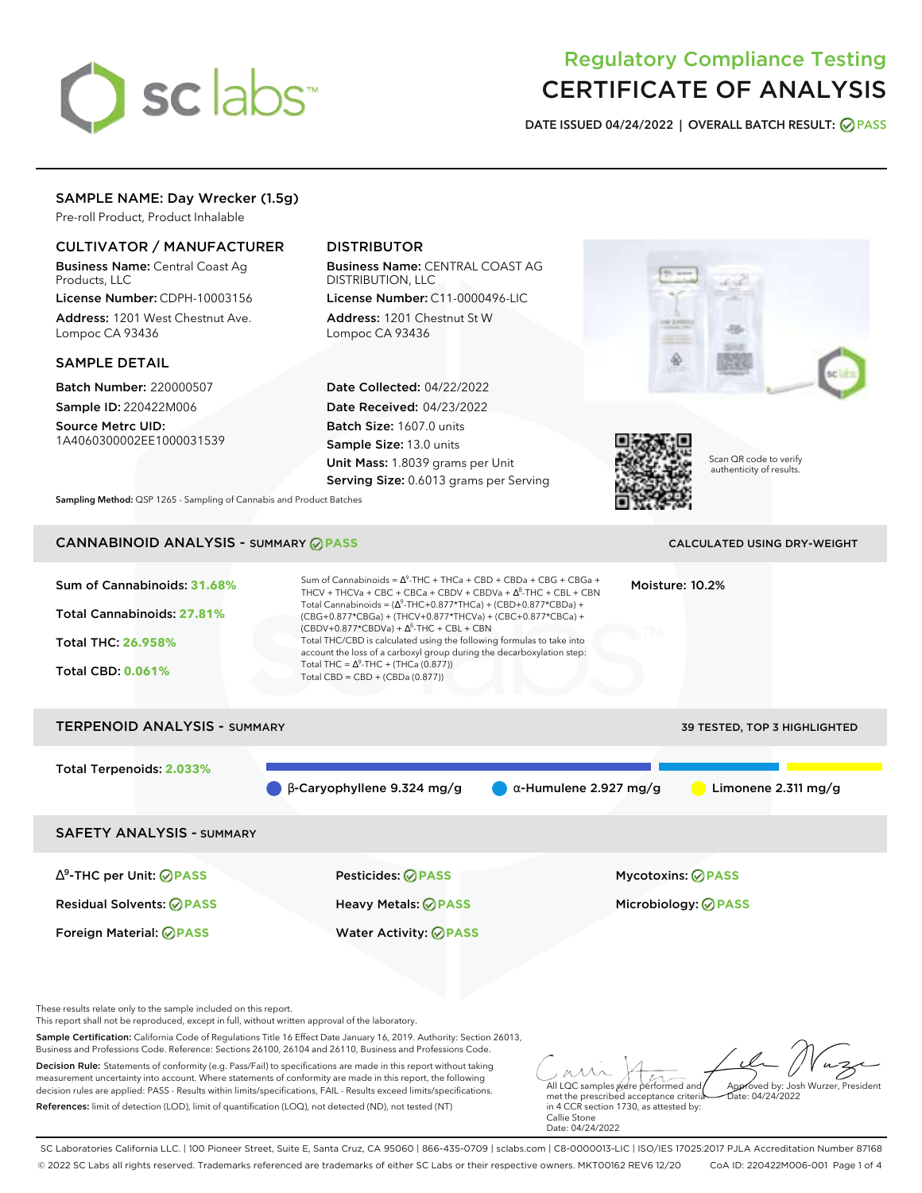# Regulatory Compliance Testing
# CERTIFICATE OF ANALYSIS

**DATE ISSUED 04/24/2022 | OVERALL BATCH RESULT: PASS**

## SAMPLE NAME: Day Wrecker (1.5g)

Pre-roll Product, Product Inhalable

### CULTIVATOR / MANUFACTURER

**Business Name:** Central Coast Ag Products, LLC

**License Number:** CDPH-10003156

**Address:** 1201 West Chestnut Ave. Lompoc CA 93436

### DISTRIBUTOR

**Business Name:** CENTRAL COAST AG DISTRIBUTION, LLC

**License Number:** C11-0000496-LIC

**Address:** 1201 Chestnut St W Lompoc CA 93436

### SAMPLE DETAIL

**Batch Number:** 220000507

**Sample ID:** 220422M006

**Source Metrc UID:** 1A4060300002EE1000031539

**Date Collected:** 04/22/2022

**Date Received:** 04/23/2022

**Batch Size:** 1607.0 units

**Sample Size:** 13.0 units

**Unit Mass:** 1.8039 grams per Unit

**Serving Size:** 0.6013 grams per Serving

Scan QR code to verify authenticity of results.

**Sampling Method:** QSP 1265 - Sampling of Cannabis and Product Batches

## CANNABINOID ANALYSIS - SUMMARY PASS

CALCULATED USING DRY-WEIGHT

**Sum of Cannabinoids: 31.68%**

**Total Cannabinoids: 27.81%**

**Total THC: 26.958%**

**Total CBD: 0.061%**

Sum of Cannabinoids = $\Delta^9$-THC + THCa + CBD + CBDa + CBG + CBGa + THCV + THCVa + CBC + CBCa + CBDV + CBDVa + $\Delta^8$-THC + CBL + CBN

Total Cannabinoids = ($\Delta^9$-THC+0.877*THCa) + (CBD+0.877*CBDa) + (CBG+0.877*CBGa) + (THCV+0.877*THCVa) + (CBC+0.877*CBCa) + (CBDV+0.877*CBDVa) + $\Delta^8$-THC + CBL + CBN

Total THC/CBD is calculated using the following formulas to take into account the loss of a carboxyl group during the decarboxylation step:

Total THC = $\Delta^9$-THC + (THCa (0.877))

Total CBD = CBD + (CBDa (0.877))

**Moisture:** 10.2%

## TERPENOID ANALYSIS - SUMMARY

39 TESTED, TOP 3 HIGHLIGHTED

**Total Terpenoids: 2.033%**

β-Caryophyllene 9.324 mg/g | α-Humulene 2.927 mg/g | Limonene 2.311 mg/g

## SAFETY ANALYSIS - SUMMARY

| | | |
|---|---|---|
| $\Delta^9$-THC per Unit: PASS | Pesticides: PASS | Mycotoxins: PASS |
| Residual Solvents: PASS | Heavy Metals: PASS | Microbiology: PASS |
| Foreign Material: PASS | Water Activity: PASS | |

These results relate only to the sample included on this report.
This report shall not be reproduced, except in full, without written approval of the laboratory.

**Sample Certification:** California Code of Regulations Title 16 Effect Date January 16, 2019. Authority: Section 26013, Business and Professions Code. Reference: Sections 26100, 26104 and 26110, Business and Professions Code.

**Decision Rule:** Statements of conformity (e.g. Pass/Fail) to specifications are made in this report without taking measurement uncertainty into account. Where statements of conformity are made in this report, the following decision rules are applied: PASS - Results within limits/specifications, FAIL - Results exceed limits/specifications.

**References:** limit of detection (LOD), limit of quantification (LOQ), not detected (ND), not tested (NT)

All LQC samples were performed and met the prescribed acceptance criteria in 4 CCR section 1730, as attested by: Callie Stone
Date: 04/24/2022

Approved by: Josh Wurzer, President
Date: 04/24/2022

SC Laboratories California LLC. | 100 Pioneer Street, Suite E, Santa Cruz, CA 95060 | 866-435-0709 | sclabs.com | C8-0000013-LIC | ISO/IES 17025:2017 PJLA Accreditation Number 87168
© 2022 SC Labs all rights reserved. Trademarks referenced are trademarks of either SC Labs or their respective owners. MKT00162 REV6 12/20 CoA ID: 220422M006-001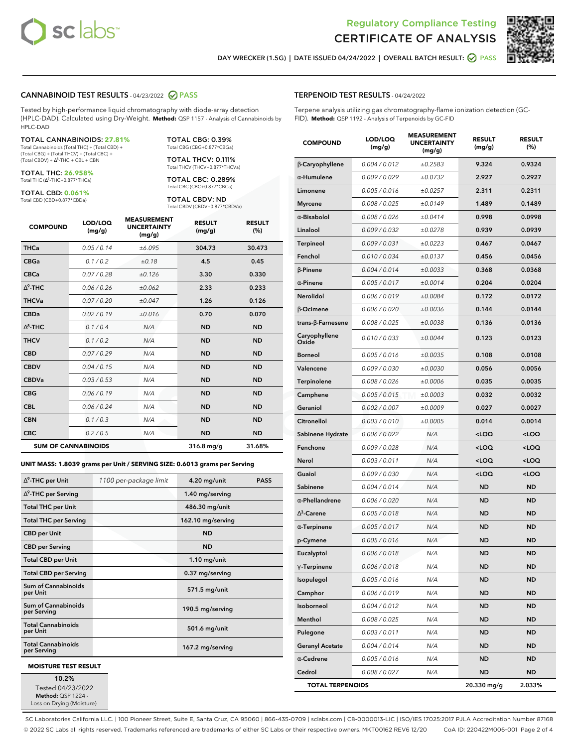Regulatory Compliance Testing

# CERTIFICATE OF ANALYSIS

DAY WRECKER (1.5G) | DATE ISSUED 04/24/2022 | OVERALL BATCH RESULT: PASS

## CANNABINOID TEST RESULTS - 04/23/2022 PASS

Tested by high-performance liquid chromatography with diode-array detection (HPLC-DAD). Calculated using Dry-Weight. **Method:** QSP 1157 - Analysis of Cannabinoids by HPLC-DAD

**TOTAL CANNABINOIDS: 27.81%**
Total Cannabinoids (Total THC) + (Total CBD) + (Total CBG) + (Total THCV) + (Total CBC) + (Total CBDV) + Δ8-THC + CBL + CBN

**TOTAL THC: 26.958%**
Total THC (Δ9-THC+0.877*THCa)

**TOTAL CBD: 0.061%**
Total CBD (CBD+0.877*CBDa)

**TOTAL CBG: 0.39%**
Total CBG (CBG+0.877*CBGa)

**TOTAL THCV: 0.111%**
Total THCV (THCV+0.877*THCVa)

**TOTAL CBC: 0.289%**
Total CBC (CBC+0.877*CBCa)

**TOTAL CBDV: ND**
Total CBDV (CBDV+0.877*CBDVa)

| COMPOUND | LOD/LOQ (mg/g) | MEASUREMENT UNCERTAINTY (mg/g) | RESULT (mg/g) | RESULT (%) |
|---|---|---|---|---|
| THCa | 0.05 / 0.14 | ±6.095 | 304.73 | 30.473 |
| CBGa | 0.1 / 0.2 | ±0.18 | 4.5 | 0.45 |
| CBCa | 0.07 / 0.28 | ±0.126 | 3.30 | 0.330 |
| Δ9-THC | 0.06 / 0.26 | ±0.062 | 2.33 | 0.233 |
| THCVa | 0.07 / 0.20 | ±0.047 | 1.26 | 0.126 |
| CBDa | 0.02 / 0.19 | ±0.016 | 0.70 | 0.070 |
| Δ8-THC | 0.1 / 0.4 | N/A | ND | ND |
| THCV | 0.1 / 0.2 | N/A | ND | ND |
| CBD | 0.07 / 0.29 | N/A | ND | ND |
| CBDV | 0.04 / 0.15 | N/A | ND | ND |
| CBDVa | 0.03 / 0.53 | N/A | ND | ND |
| CBG | 0.06 / 0.19 | N/A | ND | ND |
| CBL | 0.06 / 0.24 | N/A | ND | ND |
| CBN | 0.1 / 0.3 | N/A | ND | ND |
| CBC | 0.2 / 0.5 | N/A | ND | ND |
| **SUM OF CANNABINOIDS** | | | 316.8 mg/g | 31.68% |

**UNIT MASS: 1.8039 grams per Unit / SERVING SIZE: 0.6013 grams per Serving**

| | | | |
|---|---|---|---|
| Δ9-THC per Unit | 1100 per-package limit | 4.20 mg/unit | PASS |
| Δ9-THC per Serving | | 1.40 mg/serving | |
| Total THC per Unit | | 486.30 mg/unit | |
| Total THC per Serving | | 162.10 mg/serving | |
| CBD per Unit | | ND | |
| CBD per Serving | | ND | |
| Total CBD per Unit | | 1.10 mg/unit | |
| Total CBD per Serving | | 0.37 mg/serving | |
| Sum of Cannabinoids per Unit | | 571.5 mg/unit | |
| Sum of Cannabinoids per Serving | | 190.5 mg/serving | |
| Total Cannabinoids per Unit | | 501.6 mg/unit | |
| Total Cannabinoids per Serving | | 167.2 mg/serving | |

### MOISTURE TEST RESULT

10.2%
Tested 04/23/2022
**Method:** QSP 1224 - Loss on Drying (Moisture)

## TERPENOID TEST RESULTS - 04/24/2022

Terpene analysis utilizing gas chromatography-flame ionization detection (GC-FID). **Method:** QSP 1192 - Analysis of Terpenoids by GC-FID

| COMPOUND | LOD/LOQ (mg/g) | MEASUREMENT UNCERTAINTY (mg/g) | RESULT (mg/g) | RESULT (%) |
|---|---|---|---|---|
| β-Caryophyllene | 0.004 / 0.012 | ±0.2583 | 9.324 | 0.9324 |
| α-Humulene | 0.009 / 0.029 | ±0.0732 | 2.927 | 0.2927 |
| Limonene | 0.005 / 0.016 | ±0.0257 | 2.311 | 0.2311 |
| Myrcene | 0.008 / 0.025 | ±0.0149 | 1.489 | 0.1489 |
| α-Bisabolol | 0.008 / 0.026 | ±0.0414 | 0.998 | 0.0998 |
| Linalool | 0.009 / 0.032 | ±0.0278 | 0.939 | 0.0939 |
| Terpineol | 0.009 / 0.031 | ±0.0223 | 0.467 | 0.0467 |
| Fenchol | 0.010 / 0.034 | ±0.0137 | 0.456 | 0.0456 |
| β-Pinene | 0.004 / 0.014 | ±0.0033 | 0.368 | 0.0368 |
| α-Pinene | 0.005 / 0.017 | ±0.0014 | 0.204 | 0.0204 |
| Nerolidol | 0.006 / 0.019 | ±0.0084 | 0.172 | 0.0172 |
| β-Ocimene | 0.006 / 0.020 | ±0.0036 | 0.144 | 0.0144 |
| trans-β-Farnesene | 0.008 / 0.025 | ±0.0038 | 0.136 | 0.0136 |
| Caryophyllene Oxide | 0.010 / 0.033 | ±0.0044 | 0.123 | 0.0123 |
| Borneol | 0.005 / 0.016 | ±0.0035 | 0.108 | 0.0108 |
| Valencene | 0.009 / 0.030 | ±0.0030 | 0.056 | 0.0056 |
| Terpinolene | 0.008 / 0.026 | ±0.0006 | 0.035 | 0.0035 |
| Camphene | 0.005 / 0.015 | ±0.0003 | 0.032 | 0.0032 |
| Geraniol | 0.002 / 0.007 | ±0.0009 | 0.027 | 0.0027 |
| Citronellol | 0.003 / 0.010 | ±0.0005 | 0.014 | 0.0014 |
| Sabinene Hydrate | 0.006 / 0.022 | N/A | <LOQ | <LOQ |
| Fenchone | 0.009 / 0.028 | N/A | <LOQ | <LOQ |
| Nerol | 0.003 / 0.011 | N/A | <LOQ | <LOQ |
| Guaiol | 0.009 / 0.030 | N/A | <LOQ | <LOQ |
| Sabinene | 0.004 / 0.014 | N/A | ND | ND |
| α-Phellandrene | 0.006 / 0.020 | N/A | ND | ND |
| Δ3-Carene | 0.005 / 0.018 | N/A | ND | ND |
| α-Terpinene | 0.005 / 0.017 | N/A | ND | ND |
| p-Cymene | 0.005 / 0.016 | N/A | ND | ND |
| Eucalyptol | 0.006 / 0.018 | N/A | ND | ND |
| γ-Terpinene | 0.006 / 0.018 | N/A | ND | ND |
| Isopulegol | 0.005 / 0.016 | N/A | ND | ND |
| Camphor | 0.006 / 0.019 | N/A | ND | ND |
| Isoborneol | 0.004 / 0.012 | N/A | ND | ND |
| Menthol | 0.008 / 0.025 | N/A | ND | ND |
| Pulegone | 0.003 / 0.011 | N/A | ND | ND |
| Geranyl Acetate | 0.004 / 0.014 | N/A | ND | ND |
| α-Cedrene | 0.005 / 0.016 | N/A | ND | ND |
| Cedrol | 0.008 / 0.027 | N/A | ND | ND |
| **TOTAL TERPENOIDS** | | | 20.330 mg/g | 2.033% |

SC Laboratories California LLC. | 100 Pioneer Street, Suite E, Santa Cruz, CA 95060 | 866-435-0709 | sclabs.com | C8-0000013-LIC | ISO/IES 17025:2017 PJLA Accreditation Number 87168
© 2022 SC Labs all rights reserved. Trademarks referenced are trademarks of either SC Labs or their respective owners. MKT00162 REV6 12/20 CoA ID: 220422M006-001